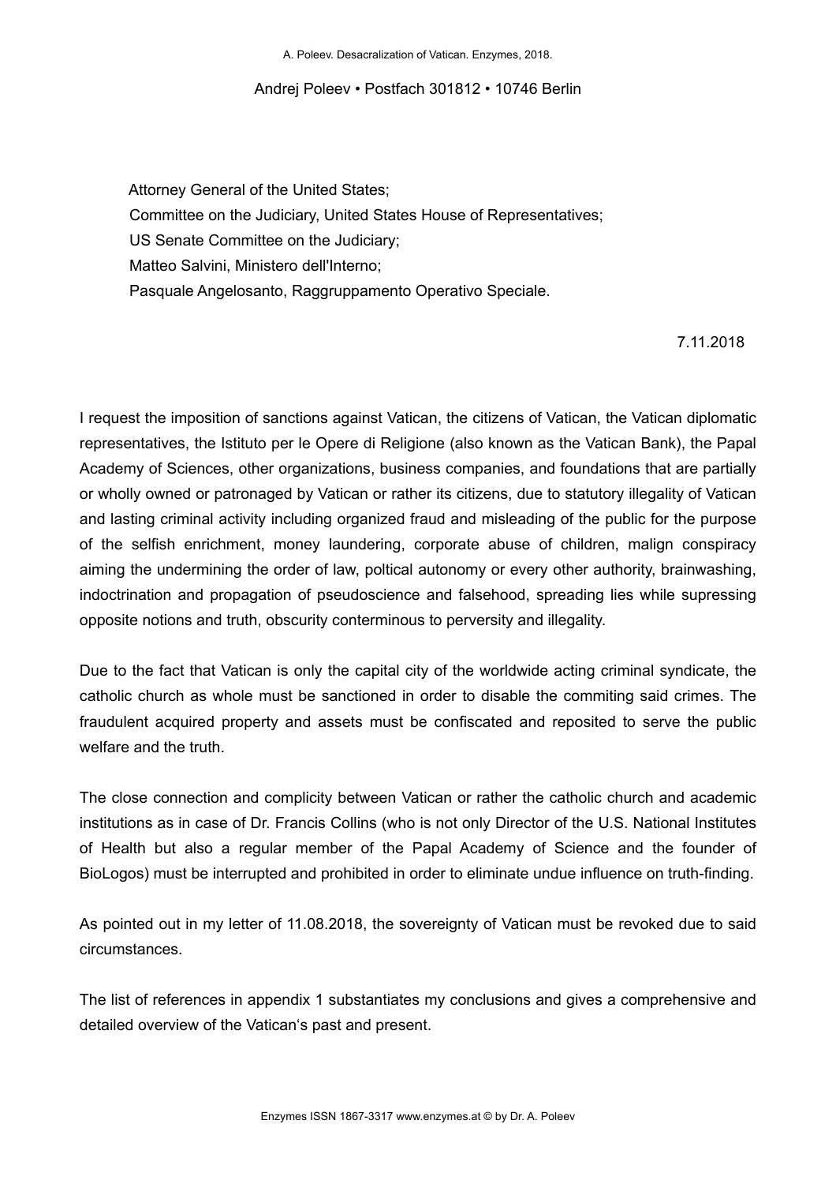Andrej Poleev • Postfach 301812 • 10746 Berlin

Attorney General of the United States;
Committee on the Judiciary, United States House of Representatives;
US Senate Committee on the Judiciary;
Matteo Salvini, Ministero dell'Interno;
Pasquale Angelosanto, Raggruppamento Operativo Speciale.

7.11.2018

I request the imposition of sanctions against Vatican, the citizens of Vatican, the Vatican diplomatic representatives, the Istituto per le Opere di Religione (also known as the Vatican Bank), the Papal Academy of Sciences, other organizations, business companies, and foundations that are partially or wholly owned or patronaged by Vatican or rather its citizens, due to statutory illegality of Vatican and lasting criminal activity including organized fraud and misleading of the public for the purpose of the selfish enrichment, money laundering, corporate abuse of children, malign conspiracy aiming the undermining the order of law, poltical autonomy or every other authority, brainwashing, indoctrination and propagation of pseudoscience and falsehood, spreading lies while supressing opposite notions and truth, obscurity conterminous to perversity and illegality.

Due to the fact that Vatican is only the capital city of the worldwide acting criminal syndicate, the catholic church as whole must be sanctioned in order to disable the commiting said crimes. The fraudulent acquired property and assets must be confiscated and reposited to serve the public welfare and the truth.

The close connection and complicity between Vatican or rather the catholic church and academic institutions as in case of Dr. Francis Collins (who is not only Director of the U.S. National Institutes of Health but also a regular member of the Papal Academy of Science and the founder of BioLogos) must be interrupted and prohibited in order to eliminate undue influence on truth-finding.

As pointed out in my letter of 11.08.2018, the sovereignty of Vatican must be revoked due to said circumstances.

The list of references in appendix 1 substantiates my conclusions and gives a comprehensive and detailed overview of the Vatican's past and present.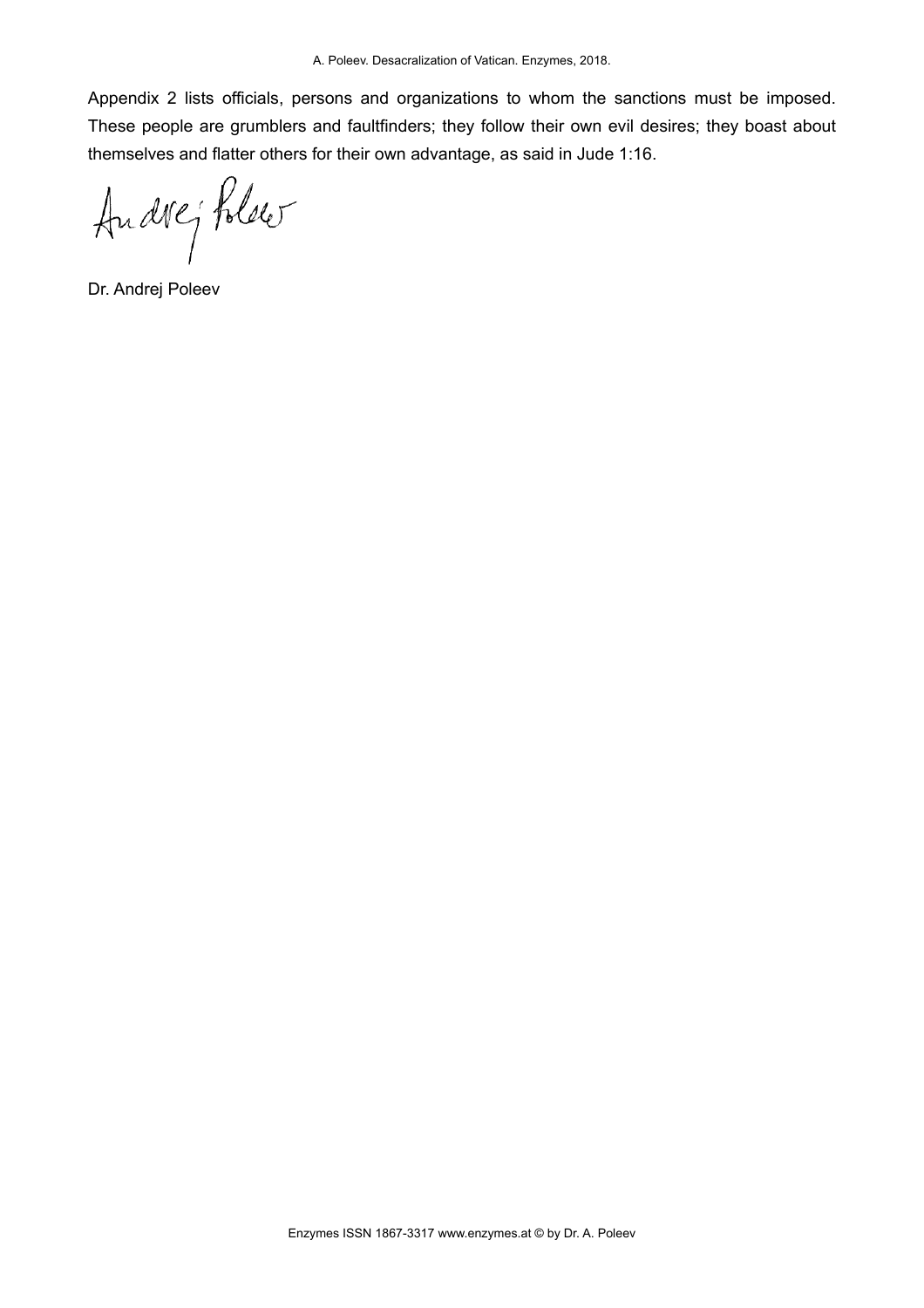Appendix 2 lists officials, persons and organizations to whom the sanctions must be imposed. These people are grumblers and faultfinders; they follow their own evil desires; they boast about themselves and flatter others for their own advantage, as said in Jude 1:16.

Andrej Poleev

Dr. Andrej Poleev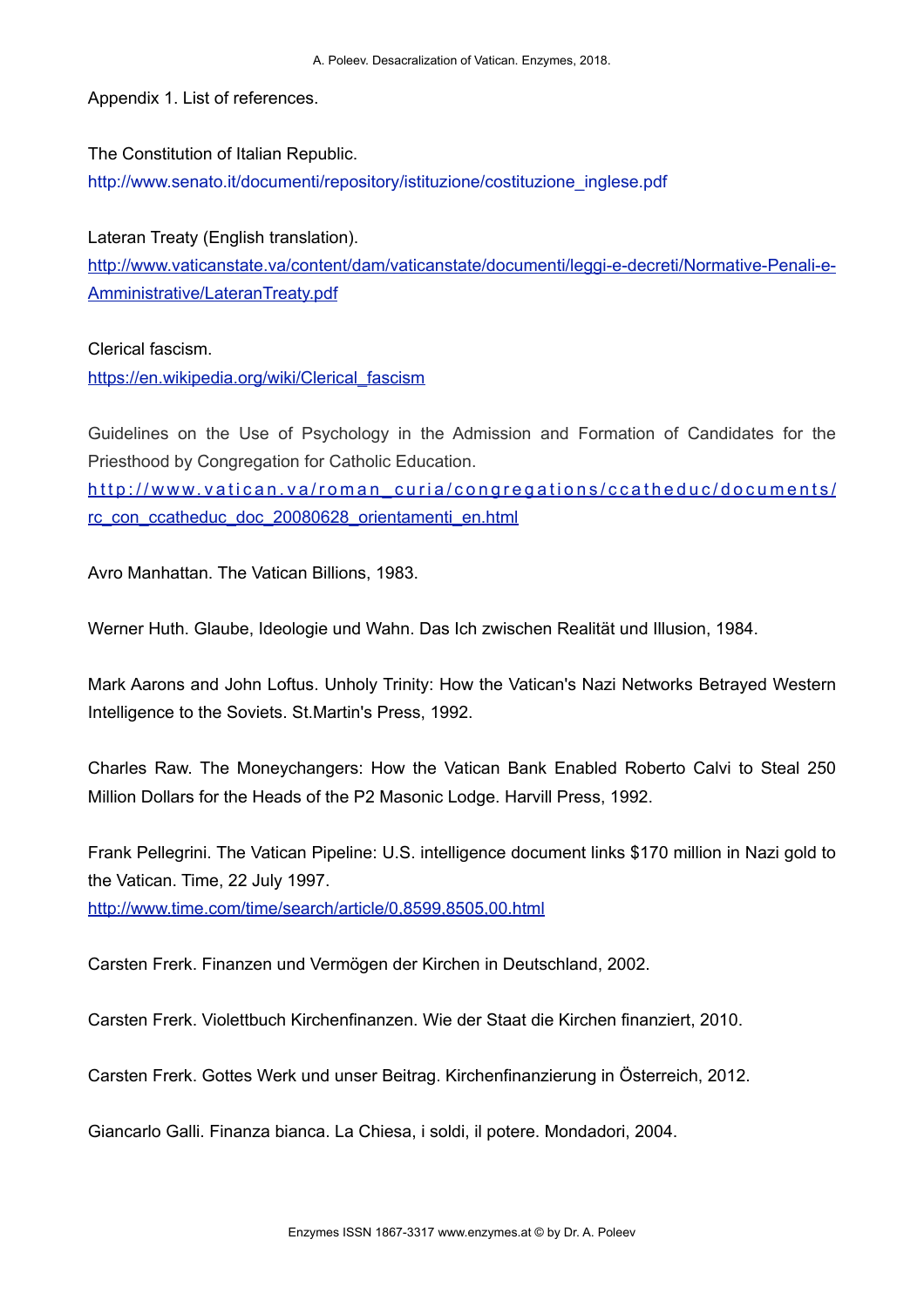Appendix 1. List of references.

The Constitution of Italian Republic.
http://www.senato.it/documenti/repository/istituzione/costituzione_inglese.pdf

Lateran Treaty (English translation).
http://www.vaticanstate.va/content/dam/vaticanstate/documenti/leggi-e-decreti/Normative-Penali-e-Amministrative/LateranTreaty.pdf

Clerical fascism.
https://en.wikipedia.org/wiki/Clerical_fascism

Guidelines on the Use of Psychology in the Admission and Formation of Candidates for the Priesthood by Congregation for Catholic Education.
http://www.vatican.va/roman_curia/congregations/ccatheduc/documents/rc_con_ccatheduc_doc_20080628_orientamenti_en.html

Avro Manhattan. The Vatican Billions, 1983.

Werner Huth. Glaube, Ideologie und Wahn. Das Ich zwischen Realität und Illusion, 1984.

Mark Aarons and John Loftus. Unholy Trinity: How the Vatican's Nazi Networks Betrayed Western Intelligence to the Soviets. St.Martin's Press, 1992.

Charles Raw. The Moneychangers: How the Vatican Bank Enabled Roberto Calvi to Steal 250 Million Dollars for the Heads of the P2 Masonic Lodge. Harvill Press, 1992.

Frank Pellegrini. The Vatican Pipeline: U.S. intelligence document links $170 million in Nazi gold to the Vatican. Time, 22 July 1997.
http://www.time.com/time/search/article/0,8599,8505,00.html

Carsten Frerk. Finanzen und Vermögen der Kirchen in Deutschland, 2002.

Carsten Frerk. Violettbuch Kirchenfinanzen. Wie der Staat die Kirchen finanziert, 2010.

Carsten Frerk. Gottes Werk und unser Beitrag. Kirchenfinanzierung in Österreich, 2012.

Giancarlo Galli. Finanza bianca. La Chiesa, i soldi, il potere. Mondadori, 2004.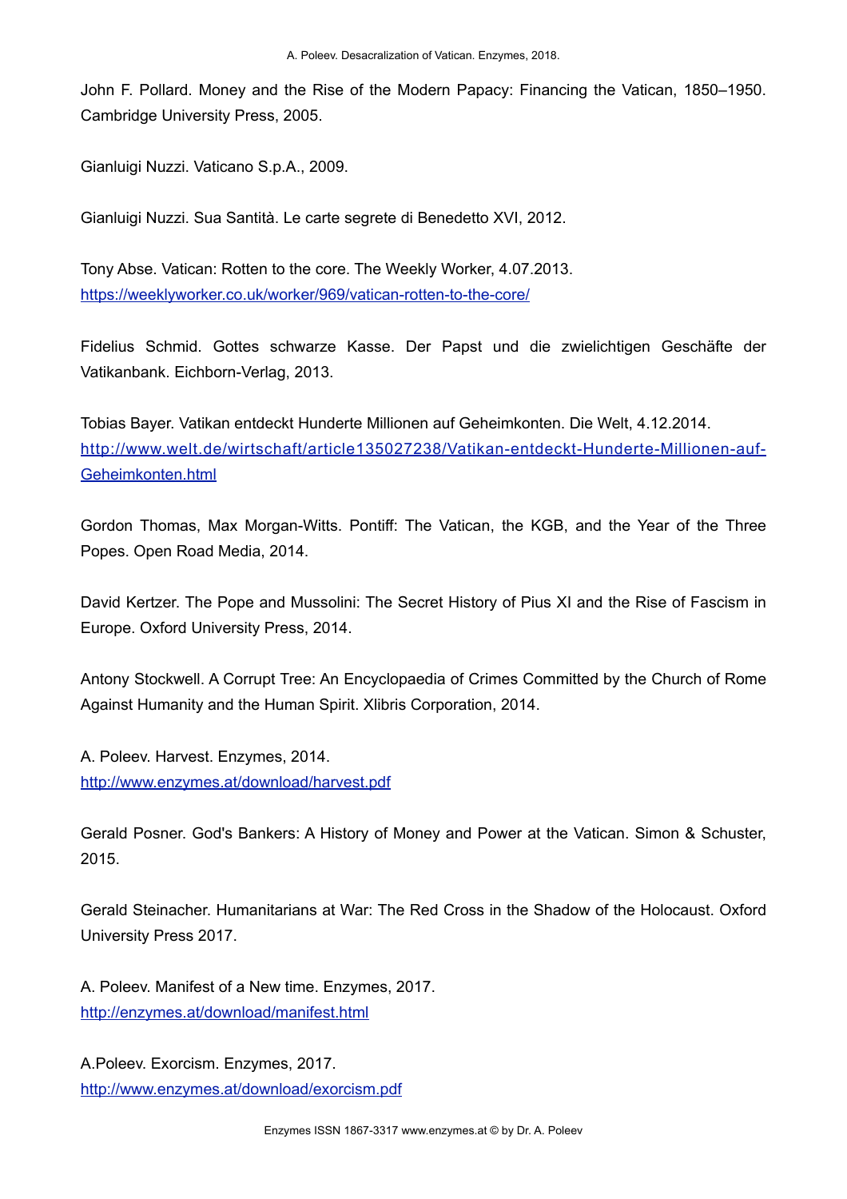John F. Pollard. Money and the Rise of the Modern Papacy: Financing the Vatican, 1850–1950. Cambridge University Press, 2005.

Gianluigi Nuzzi. Vaticano S.p.A., 2009.

Gianluigi Nuzzi. Sua Santità. Le carte segrete di Benedetto XVI, 2012.

Tony Abse. Vatican: Rotten to the core. The Weekly Worker, 4.07.2013.
[https://weeklyworker.co.uk/worker/969/vatican-rotten-to-the-core/](https://weeklyworker.co.uk/worker/969/vatican-rotten-to-the-core/)

Fidelius Schmid. Gottes schwarze Kasse. Der Papst und die zwielichtigen Geschäfte der Vatikanbank. Eichborn-Verlag, 2013.

Tobias Bayer. Vatikan entdeckt Hunderte Millionen auf Geheimkonten. Die Welt, 4.12.2014.
[http://www.welt.de/wirtschaft/article135027238/Vatikan-entdeckt-Hunderte-Millionen-auf-Geheimkonten.html](http://www.welt.de/wirtschaft/article135027238/Vatikan-entdeckt-Hunderte-Millionen-auf-Geheimkonten.html)

Gordon Thomas, Max Morgan-Witts. Pontiff: The Vatican, the KGB, and the Year of the Three Popes. Open Road Media, 2014.

David Kertzer. The Pope and Mussolini: The Secret History of Pius XI and the Rise of Fascism in Europe. Oxford University Press, 2014.

Antony Stockwell. A Corrupt Tree: An Encyclopaedia of Crimes Committed by the Church of Rome Against Humanity and the Human Spirit. Xlibris Corporation, 2014.

A. Poleev. Harvest. Enzymes, 2014.
[http://www.enzymes.at/download/harvest.pdf](http://www.enzymes.at/download/harvest.pdf)

Gerald Posner. God's Bankers: A History of Money and Power at the Vatican. Simon & Schuster, 2015.

Gerald Steinacher. Humanitarians at War: The Red Cross in the Shadow of the Holocaust. Oxford University Press 2017.

A. Poleev. Manifest of a New time. Enzymes, 2017.
[http://enzymes.at/download/manifest.html](http://enzymes.at/download/manifest.html)

A.Poleev. Exorcism. Enzymes, 2017.
[http://www.enzymes.at/download/exorcism.pdf](http://www.enzymes.at/download/exorcism.pdf)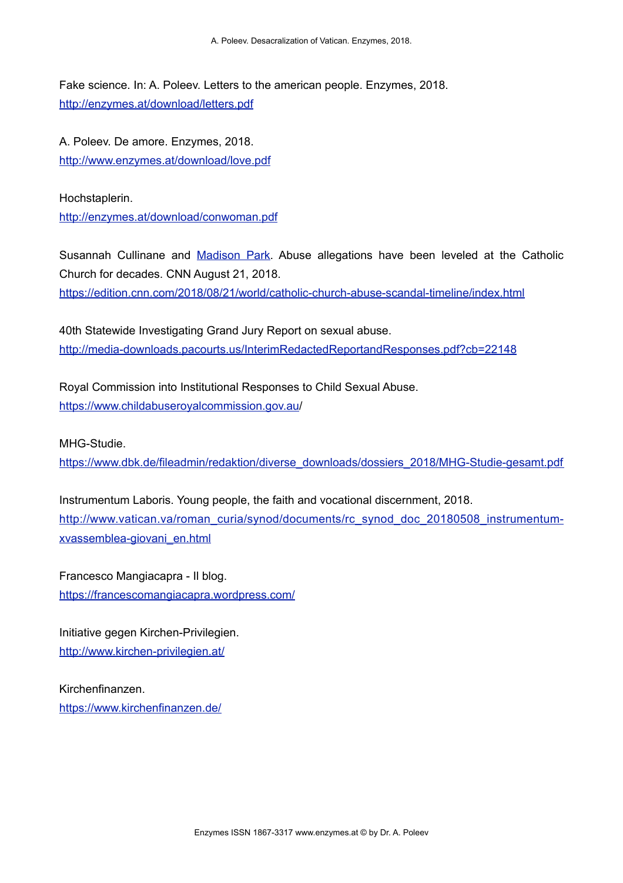Fake science. In: A. Poleev. Letters to the american people. Enzymes, 2018.
[http://enzymes.at/download/letters.pdf](http://enzymes.at/download/letters.pdf)

A. Poleev. De amore. Enzymes, 2018.
[http://www.enzymes.at/download/love.pdf](http://www.enzymes.at/download/love.pdf)

Hochstaplerin.
[http://enzymes.at/download/conwoman.pdf](http://enzymes.at/download/conwoman.pdf)

Susannah Cullinane and Madison Park. Abuse allegations have been leveled at the Catholic Church for decades. CNN August 21, 2018.
[https://edition.cnn.com/2018/08/21/world/catholic-church-abuse-scandal-timeline/index.html](https://edition.cnn.com/2018/08/21/world/catholic-church-abuse-scandal-timeline/index.html)

40th Statewide Investigating Grand Jury Report on sexual abuse.
[http://media-downloads.pacourts.us/InterimRedactedReportandResponses.pdf?cb=22148](http://media-downloads.pacourts.us/InterimRedactedReportandResponses.pdf?cb=22148)

Royal Commission into Institutional Responses to Child Sexual Abuse.
[https://www.childabuseroyalcommission.gov.au/](https://www.childabuseroyalcommission.gov.au/)

MHG-Studie.
[https://www.dbk.de/fileadmin/redaktion/diverse_downloads/dossiers_2018/MHG-Studie-gesamt.pdf](https://www.dbk.de/fileadmin/redaktion/diverse_downloads/dossiers_2018/MHG-Studie-gesamt.pdf)

Instrumentum Laboris. Young people, the faith and vocational discernment, 2018.
[http://www.vatican.va/roman_curia/synod/documents/rc_synod_doc_20180508_instrumentum-xvassemblea-giovani_en.html](http://www.vatican.va/roman_curia/synod/documents/rc_synod_doc_20180508_instrumentum-xvassemblea-giovani_en.html)

Francesco Mangiacapra - Il blog.
[https://francescomangiacapra.wordpress.com/](https://francescomangiacapra.wordpress.com/)

Initiative gegen Kirchen-Privilegien.
[http://www.kirchen-privilegien.at/](http://www.kirchen-privilegien.at/)

Kirchenfinanzen.
[https://www.kirchenfinanzen.de/](https://www.kirchenfinanzen.de/)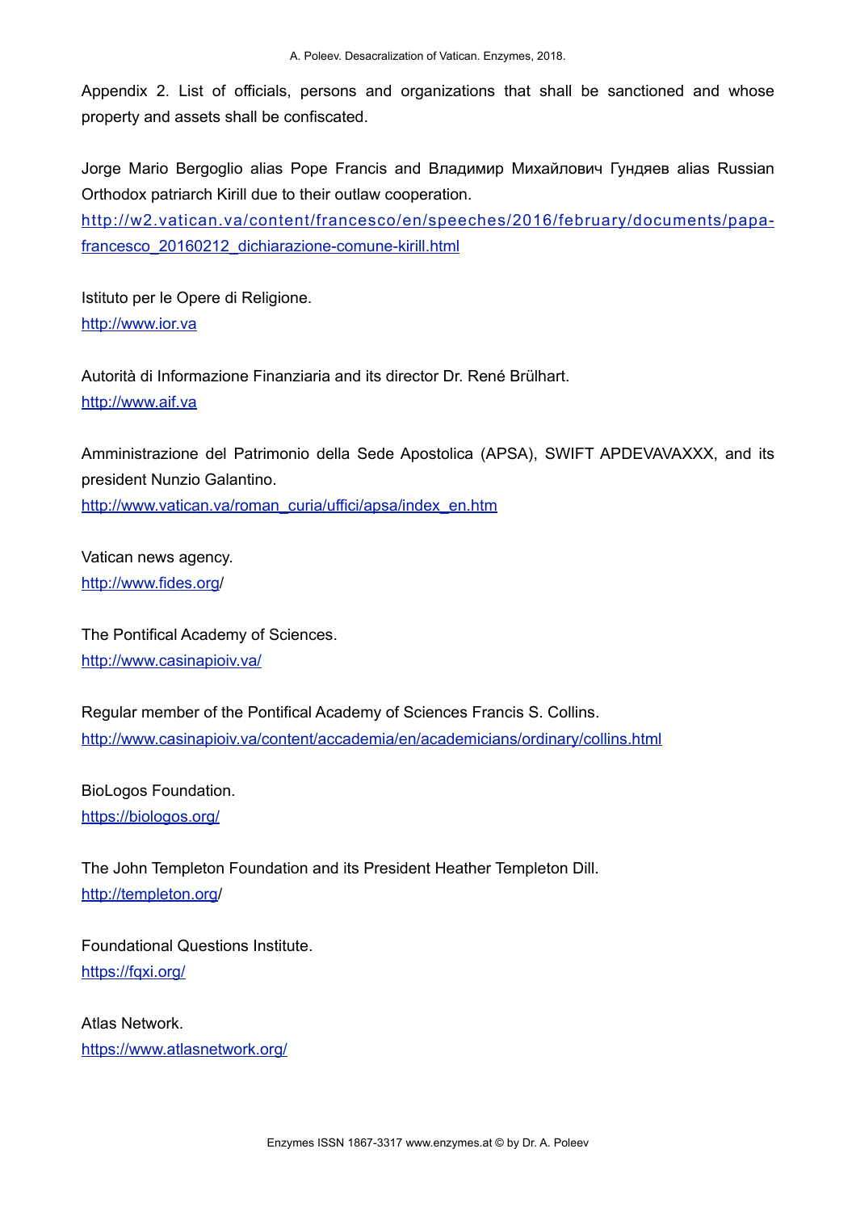Appendix 2. List of officials, persons and organizations that shall be sanctioned and whose property and assets shall be confiscated.

Jorge Mario Bergoglio alias Pope Francis and Владимир Михайлович Гундяев alias Russian Orthodox patriarch Kirill due to their outlaw cooperation.
[http://w2.vatican.va/content/francesco/en/speeches/2016/february/documents/papa-francesco_20160212_dichiarazione-comune-kirill.html](http://w2.vatican.va/content/francesco/en/speeches/2016/february/documents/papa-francesco_20160212_dichiarazione-comune-kirill.html)

Istituto per le Opere di Religione.
[http://www.ior.va](http://www.ior.va)

Autorità di Informazione Finanziaria and its director Dr. René Brülhart.
[http://www.aif.va](http://www.aif.va)

Amministrazione del Patrimonio della Sede Apostolica (APSA), SWIFT APDEVAVAXXX, and its president Nunzio Galantino.
[http://www.vatican.va/roman_curia/uffici/apsa/index_en.htm](http://www.vatican.va/roman_curia/uffici/apsa/index_en.htm)

Vatican news agency.
[http://www.fides.org/](http://www.fides.org/)

The Pontifical Academy of Sciences.
[http://www.casinapioiv.va/](http://www.casinapioiv.va/)

Regular member of the Pontifical Academy of Sciences Francis S. Collins.
[http://www.casinapioiv.va/content/accademia/en/academicians/ordinary/collins.html](http://www.casinapioiv.va/content/accademia/en/academicians/ordinary/collins.html)

BioLogos Foundation.
[https://biologos.org/](https://biologos.org/)

The John Templeton Foundation and its President Heather Templeton Dill.
[http://templeton.org/](http://templeton.org/)

Foundational Questions Institute.
[https://fqxi.org/](https://fqxi.org/)

Atlas Network.
[https://www.atlasnetwork.org/](https://www.atlasnetwork.org/)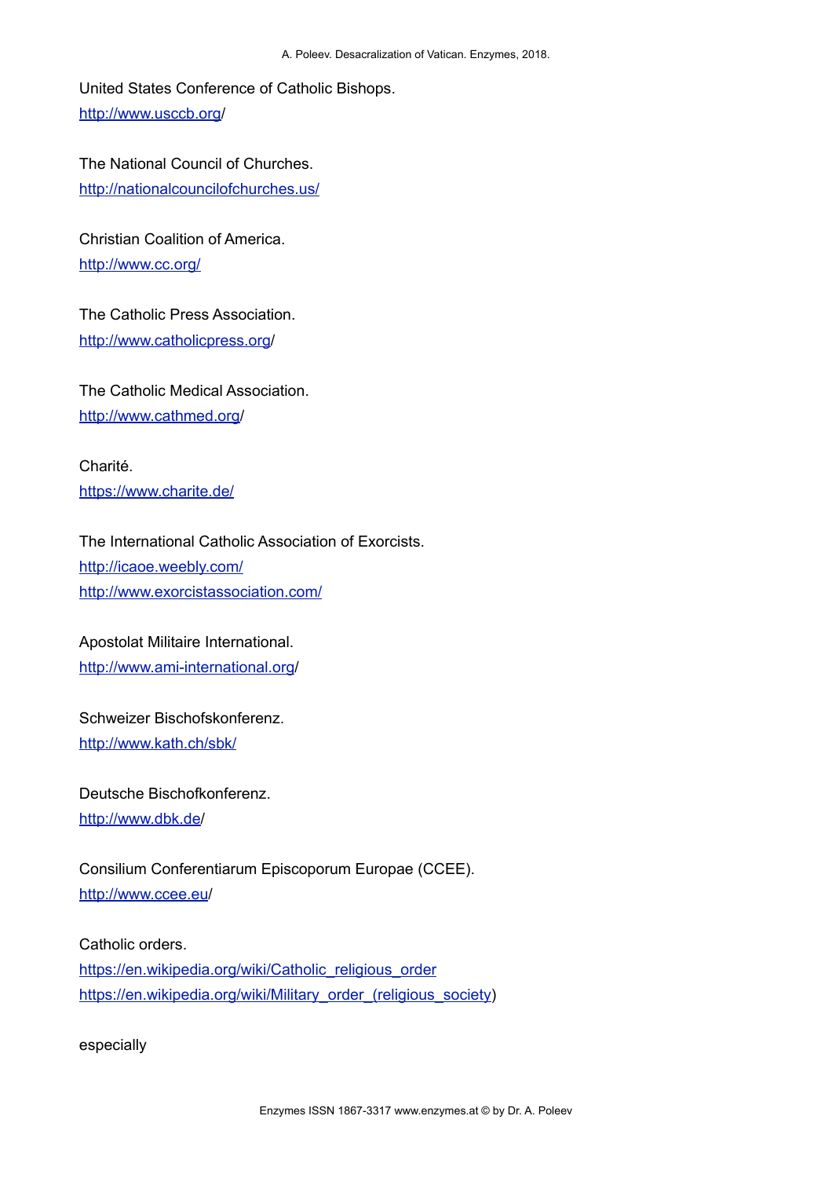United States Conference of Catholic Bishops.
http://www.usccb.org/

The National Council of Churches.
http://nationalcouncilofchurches.us/

Christian Coalition of America.
http://www.cc.org/

The Catholic Press Association.
http://www.catholicpress.org/

The Catholic Medical Association.
http://www.cathmed.org/

Charité.
https://www.charite.de/

The International Catholic Association of Exorcists.
http://icaoe.weebly.com/
http://www.exorcistassociation.com/

Apostolat Militaire International.
http://www.ami-international.org/

Schweizer Bischofskonferenz.
http://www.kath.ch/sbk/

Deutsche Bischofkonferenz.
http://www.dbk.de/

Consilium Conferentiarum Episcoporum Europae (CCEE).
http://www.ccee.eu/

Catholic orders.
https://en.wikipedia.org/wiki/Catholic_religious_order
https://en.wikipedia.org/wiki/Military_order_(religious_society)

especially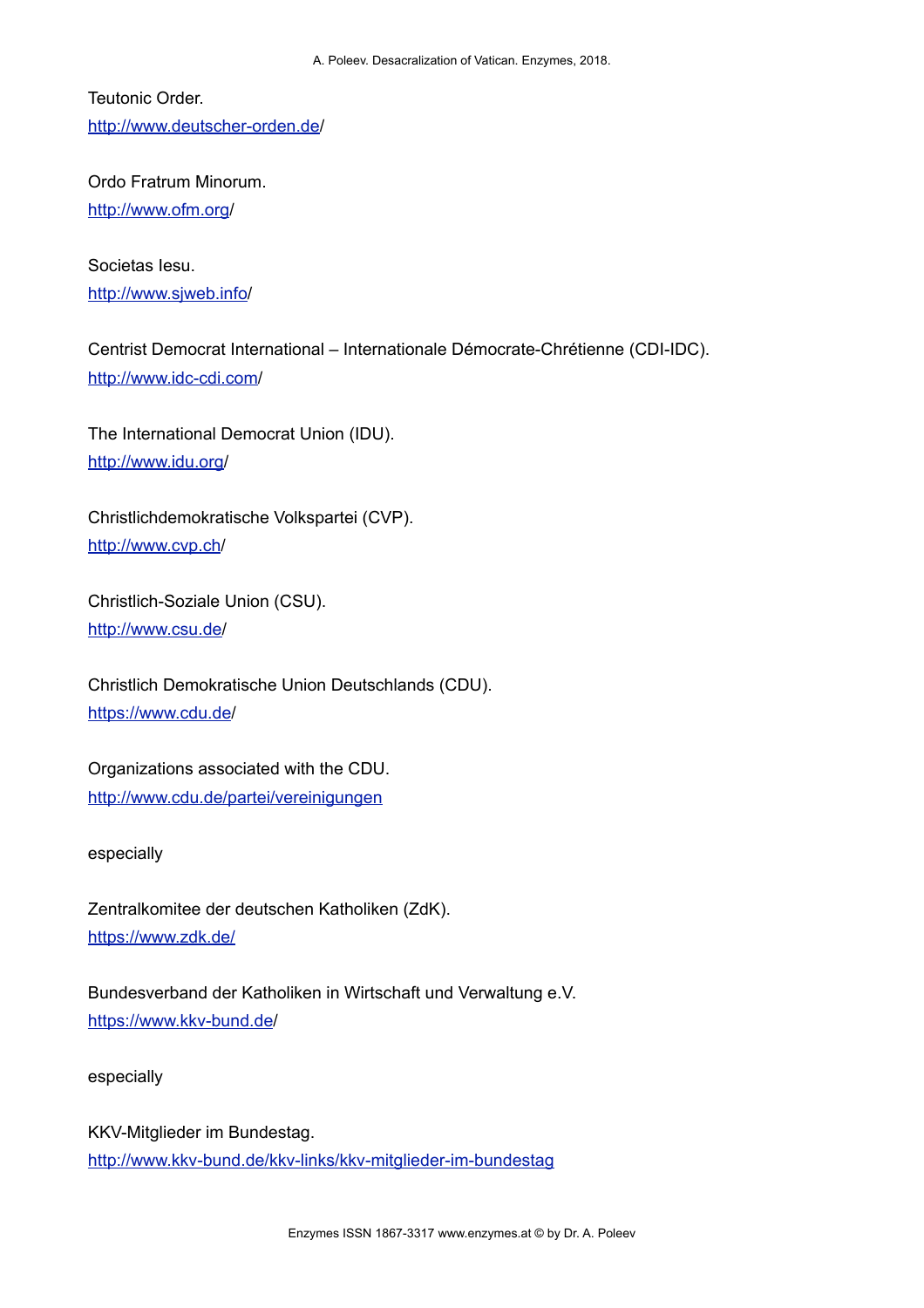Teutonic Order.
http://www.deutscher-orden.de/

Ordo Fratrum Minorum.
http://www.ofm.org/

Societas Iesu.
http://www.sjweb.info/

Centrist Democrat International – Internationale Démocrate-Chrétienne (CDI-IDC).
http://www.idc-cdi.com/

The International Democrat Union (IDU).
http://www.idu.org/

Christlichdemokratische Volkspartei (CVP).
http://www.cvp.ch/

Christlich-Soziale Union (CSU).
http://www.csu.de/

Christlich Demokratische Union Deutschlands (CDU).
https://www.cdu.de/

Organizations associated with the CDU.
http://www.cdu.de/partei/vereinigungen

especially

Zentralkomitee der deutschen Katholiken (ZdK).
https://www.zdk.de/

Bundesverband der Katholiken in Wirtschaft und Verwaltung e.V.
https://www.kkv-bund.de/

especially

KKV-Mitglieder im Bundestag.
http://www.kkv-bund.de/kkv-links/kkv-mitglieder-im-bundestag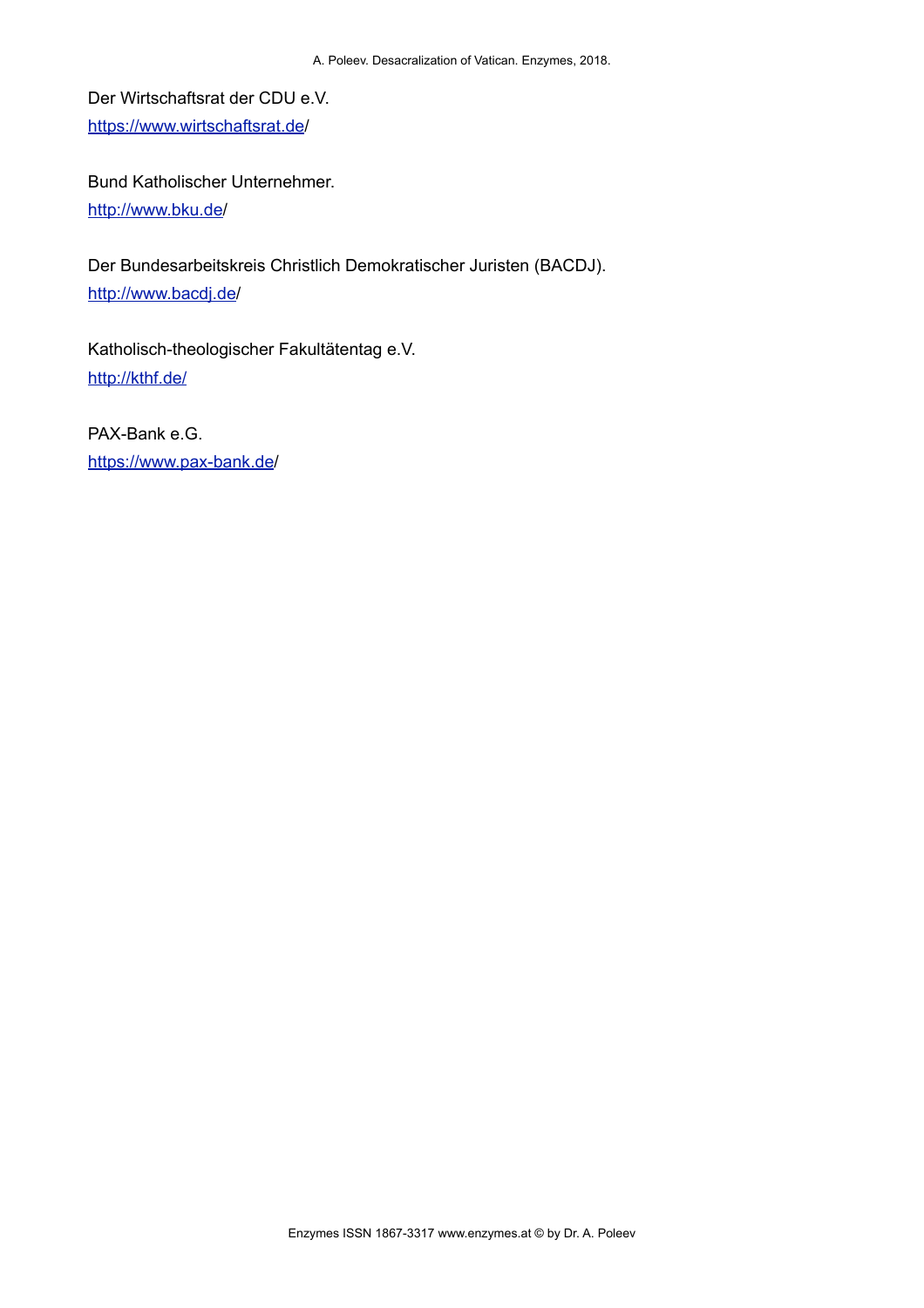Der Wirtschaftsrat der CDU e.V.
https://www.wirtschaftsrat.de/

Bund Katholischer Unternehmer.
http://www.bku.de/

Der Bundesarbeitskreis Christlich Demokratischer Juristen (BACDJ).
http://www.bacdj.de/

Katholisch-theologischer Fakultätentag e.V.
http://kthf.de/

PAX-Bank e.G.
https://www.pax-bank.de/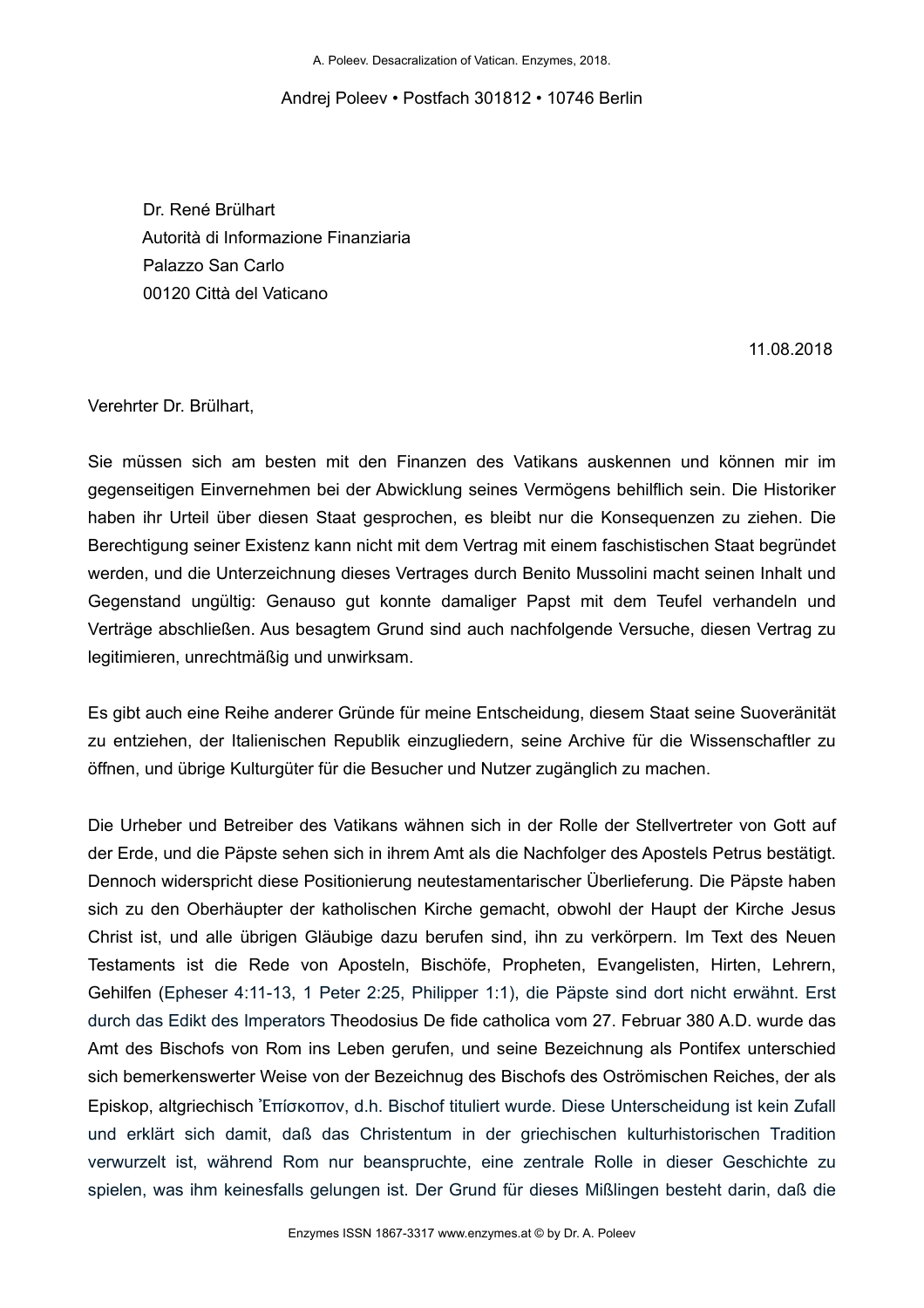Andrej Poleev • Postfach 301812 • 10746 Berlin

Dr. René Brülhart
Autorità di Informazione Finanziaria
Palazzo San Carlo
00120 Città del Vaticano

11.08.2018

Verehrter Dr. Brülhart,

Sie müssen sich am besten mit den Finanzen des Vatikans auskennen und können mir im gegenseitigen Einvernehmen bei der Abwicklung seines Vermögens behilflich sein. Die Historiker haben ihr Urteil über diesen Staat gesprochen, es bleibt nur die Konsequenzen zu ziehen. Die Berechtigung seiner Existenz kann nicht mit dem Vertrag mit einem faschistischen Staat begründet werden, und die Unterzeichnung dieses Vertrages durch Benito Mussolini macht seinen Inhalt und Gegenstand ungültig: Genauso gut konnte damaliger Papst mit dem Teufel verhandeln und Verträge abschließen. Aus besagtem Grund sind auch nachfolgende Versuche, diesen Vertrag zu legitimieren, unrechtmäßig und unwirksam.

Es gibt auch eine Reihe anderer Gründe für meine Entscheidung, diesem Staat seine Suoveränität zu entziehen, der Italienischen Republik einzugliedern, seine Archive für die Wissenschaftler zu öffnen, und übrige Kulturgüter für die Besucher und Nutzer zugänglich zu machen.

Die Urheber und Betreiber des Vatikans wähnen sich in der Rolle der Stellvertreter von Gott auf der Erde, und die Päpste sehen sich in ihrem Amt als die Nachfolger des Apostels Petrus bestätigt. Dennoch widerspricht diese Positionierung neutestamentarischer Überlieferung. Die Päpste haben sich zu den Oberhäupter der katholischen Kirche gemacht, obwohl der Haupt der Kirche Jesus Christ ist, und alle übrigen Gläubige dazu berufen sind, ihn zu verkörpern. Im Text des Neuen Testaments ist die Rede von Aposteln, Bischöfe, Propheten, Evangelisten, Hirten, Lehrern, Gehilfen (Epheser 4:11-13, 1 Peter 2:25, Philipper 1:1), die Päpste sind dort nicht erwähnt. Erst durch das Edikt des Imperators Theodosius De fide catholica vom 27. Februar 380 A.D. wurde das Amt des Bischofs von Rom ins Leben gerufen, und seine Bezeichnung als Pontifex unterschied sich bemerkenswerter Weise von der Bezeichnug des Bischofs des Oströmischen Reiches, der als Episkop, altgriechisch Ἐπίσκοπον, d.h. Bischof tituliert wurde. Diese Unterscheidung ist kein Zufall und erklärt sich damit, daß das Christentum in der griechischen kulturhistorischen Tradition verwurzelt ist, während Rom nur beanspruchte, eine zentrale Rolle in dieser Geschichte zu spielen, was ihm keinesfalls gelungen ist. Der Grund für dieses Mißlingen besteht darin, daß die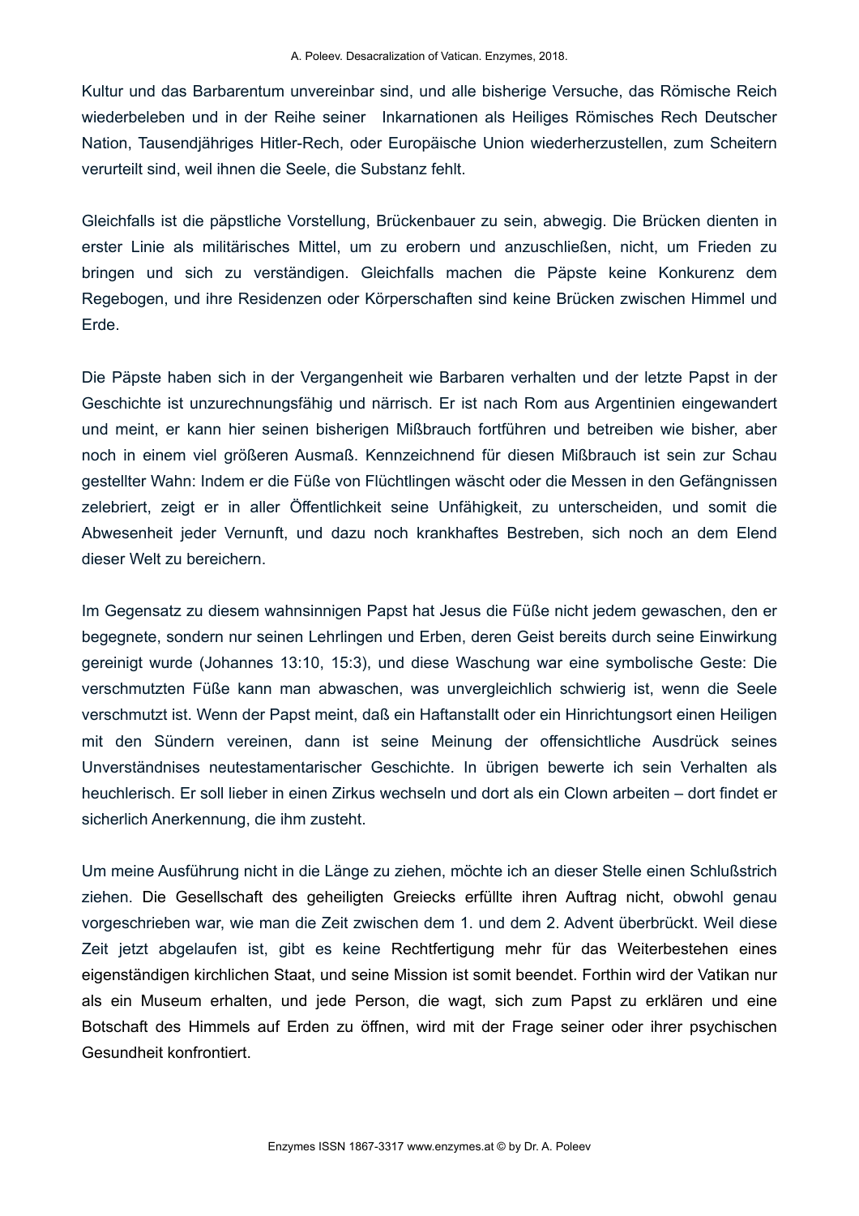Kultur und das Barbarentum unvereinbar sind, und alle bisherige Versuche, das Römische Reich wiederbeleben und in der Reihe seiner Inkarnationen als Heiliges Römisches Rech Deutscher Nation, Tausendjähriges Hitler-Rech, oder Europäische Union wiederherzustellen, zum Scheitern verurteilt sind, weil ihnen die Seele, die Substanz fehlt.

Gleichfalls ist die päpstliche Vorstellung, Brückenbauer zu sein, abwegig. Die Brücken dienten in erster Linie als militärisches Mittel, um zu erobern und anzuschließen, nicht, um Frieden zu bringen und sich zu verständigen. Gleichfalls machen die Päpste keine Konkurenz dem Regebogen, und ihre Residenzen oder Körperschaften sind keine Brücken zwischen Himmel und Erde.

Die Päpste haben sich in der Vergangenheit wie Barbaren verhalten und der letzte Papst in der Geschichte ist unzurechnungsfähig und närrisch. Er ist nach Rom aus Argentinien eingewandert und meint, er kann hier seinen bisherigen Mißbrauch fortführen und betreiben wie bisher, aber noch in einem viel größeren Ausmaß. Kennzeichnend für diesen Mißbrauch ist sein zur Schau gestellter Wahn: Indem er die Füße von Flüchtlingen wäscht oder die Messen in den Gefängnissen zelebriert, zeigt er in aller Öffentlichkeit seine Unfähigkeit, zu unterscheiden, und somit die Abwesenheit jeder Vernunft, und dazu noch krankhaftes Bestreben, sich noch an dem Elend dieser Welt zu bereichern.

Im Gegensatz zu diesem wahnsinnigen Papst hat Jesus die Füße nicht jedem gewaschen, den er begegnete, sondern nur seinen Lehrlingen und Erben, deren Geist bereits durch seine Einwirkung gereinigt wurde (Johannes 13:10, 15:3), und diese Waschung war eine symbolische Geste: Die verschmutzten Füße kann man abwaschen, was unvergleichlich schwierig ist, wenn die Seele verschmutzt ist. Wenn der Papst meint, daß ein Haftanstallt oder ein Hinrichtungsort einen Heiligen mit den Sündern vereinen, dann ist seine Meinung der offensichtliche Ausdrück seines Unverständnises neutestamentarischer Geschichte. In übrigen bewerte ich sein Verhalten als heuchlerisch. Er soll lieber in einen Zirkus wechseln und dort als ein Clown arbeiten – dort findet er sicherlich Anerkennung, die ihm zusteht.

Um meine Ausführung nicht in die Länge zu ziehen, möchte ich an dieser Stelle einen Schlußstrich ziehen. Die Gesellschaft des geheiligten Greiecks erfüllte ihren Auftrag nicht, obwohl genau vorgeschrieben war, wie man die Zeit zwischen dem 1. und dem 2. Advent überbrückt. Weil diese Zeit jetzt abgelaufen ist, gibt es keine Rechtfertigung mehr für das Weiterbestehen eines eigenständigen kirchlichen Staat, und seine Mission ist somit beendet. Forthin wird der Vatikan nur als ein Museum erhalten, und jede Person, die wagt, sich zum Papst zu erklären und eine Botschaft des Himmels auf Erden zu öffnen, wird mit der Frage seiner oder ihrer psychischen Gesundheit konfrontiert.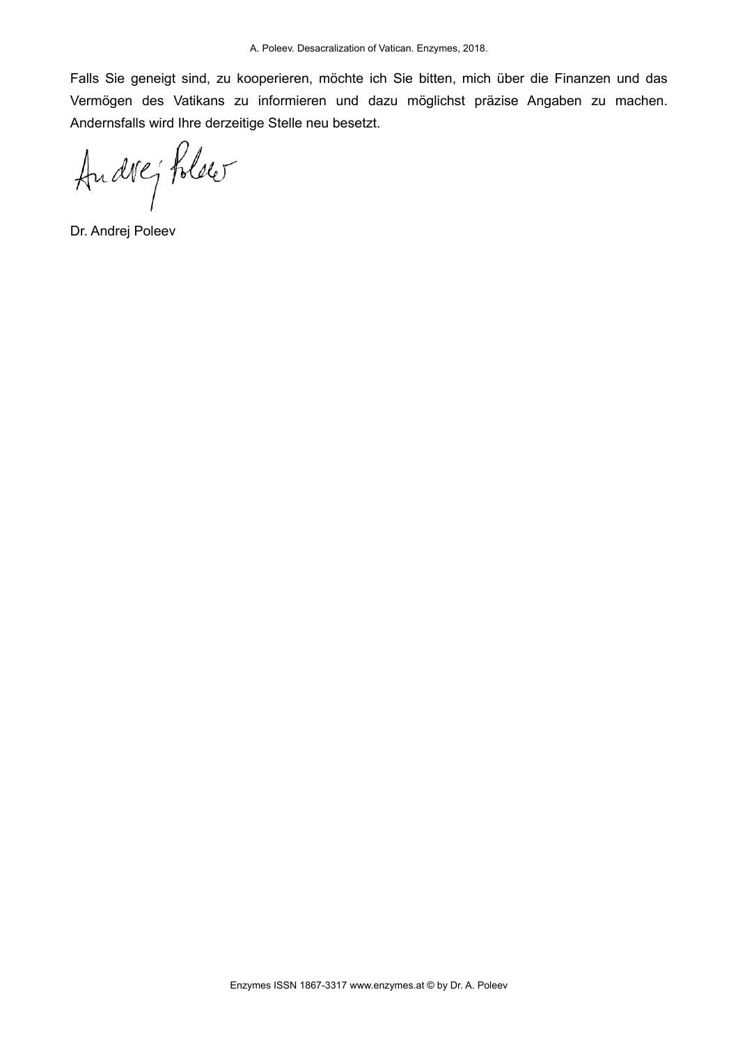Falls Sie geneigt sind, zu kooperieren, möchte ich Sie bitten, mich über die Finanzen und das Vermögen des Vatikans zu informieren und dazu möglichst präzise Angaben zu machen. Andernsfalls wird Ihre derzeitige Stelle neu besetzt.

Andrej Poleev

Dr. Andrej Poleev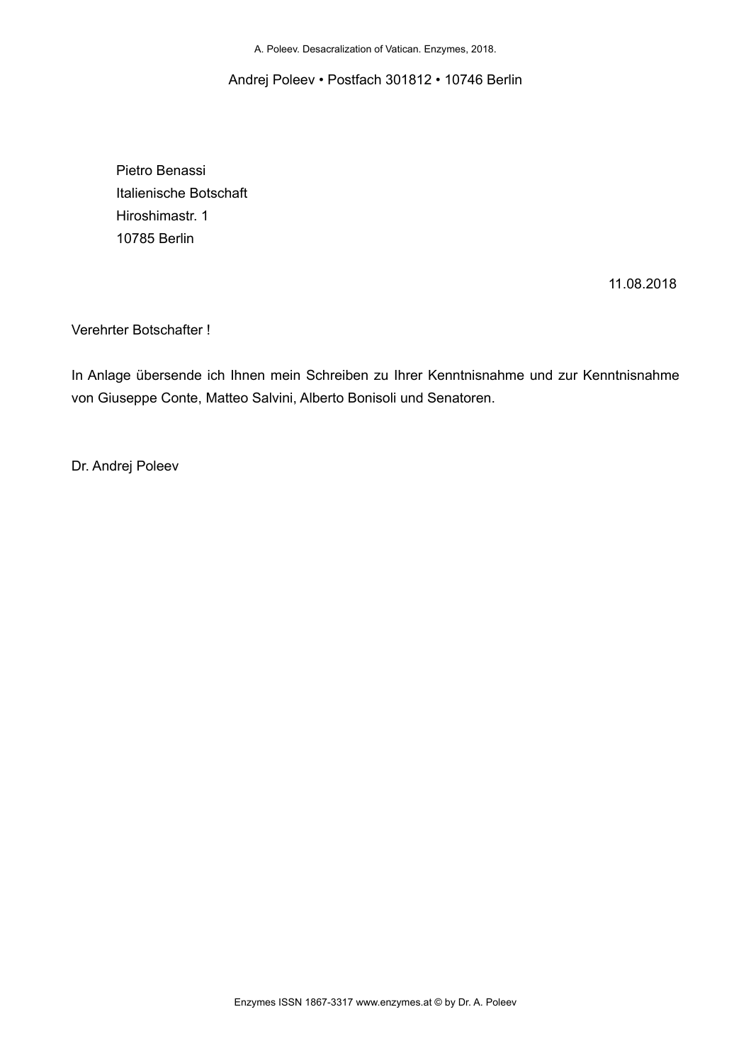Andrej Poleev • Postfach 301812 • 10746 Berlin

Pietro Benassi  
Italienische Botschaft  
Hiroshimastr. 1  
10785 Berlin

11.08.2018

Verehrter Botschafter !

In Anlage übersende ich Ihnen mein Schreiben zu Ihrer Kenntnisnahme und zur Kenntnisnahme von Giuseppe Conte, Matteo Salvini, Alberto Bonisoli und Senatoren.

Dr. Andrej Poleev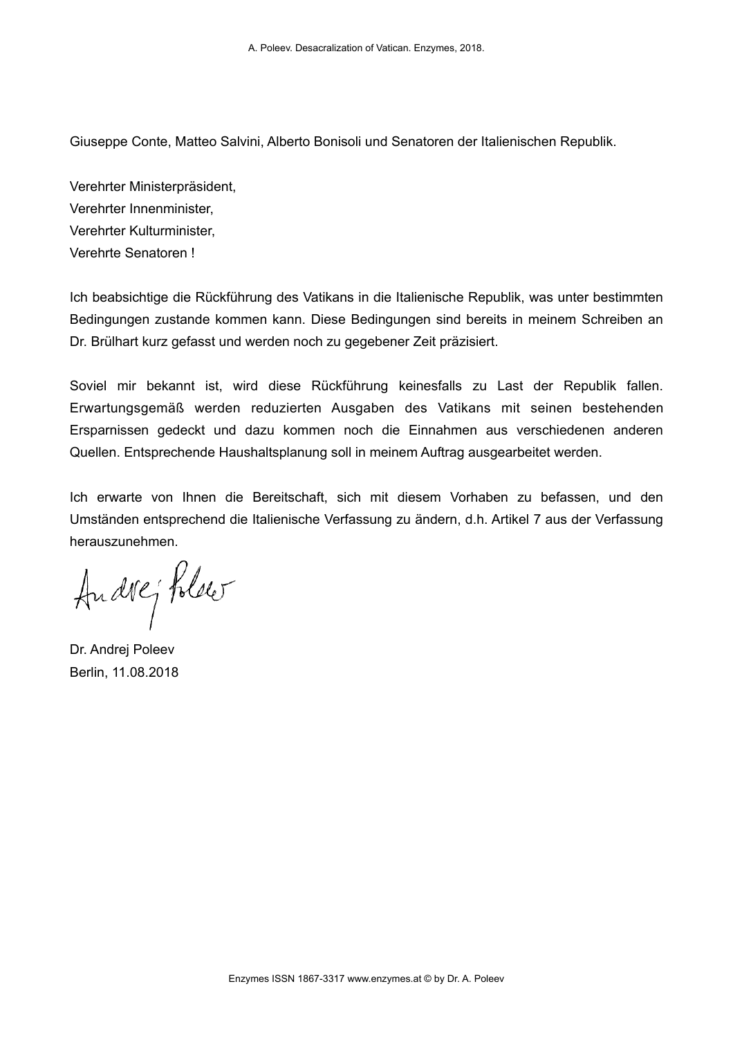Giuseppe Conte, Matteo Salvini, Alberto Bonisoli und Senatoren der Italienischen Republik.

Verehrter Ministerpräsident,
Verehrter Innenminister,
Verehrter Kulturminister,
Verehrte Senatoren !

Ich beabsichtige die Rückführung des Vatikans in die Italienische Republik, was unter bestimmten Bedingungen zustande kommen kann. Diese Bedingungen sind bereits in meinem Schreiben an Dr. Brülhart kurz gefasst und werden noch zu gegebener Zeit präzisiert.

Soviel mir bekannt ist, wird diese Rückführung keinesfalls zu Last der Republik fallen. Erwartungsgemäß werden reduzierten Ausgaben des Vatikans mit seinen bestehenden Ersparnissen gedeckt und dazu kommen noch die Einnahmen aus verschiedenen anderen Quellen. Entsprechende Haushaltsplanung soll in meinem Auftrag ausgearbeitet werden.

Ich erwarte von Ihnen die Bereitschaft, sich mit diesem Vorhaben zu befassen, und den Umständen entsprechend die Italienische Verfassung zu ändern, d.h. Artikel 7 aus der Verfassung herauszunehmen.

Andrej Poleev

Dr. Andrej Poleev
Berlin, 11.08.2018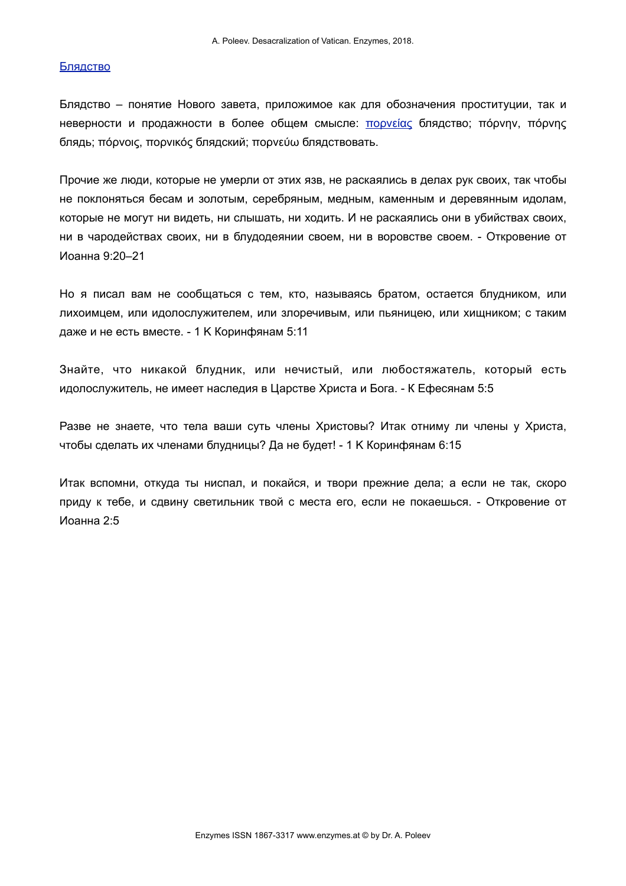Блядство

Блядство – понятие Нового завета, приложимое как для обозначения проституции, так и неверности и продажности в более общем смысле: πορνείας блядство; πόρνην, πόρνης блядь; πόρνοις, πορνικός блядский; πορνεύω блядствовать.

Прочие же люди, которые не умерли от этих язв, не раскаялись в делах рук своих, так чтобы не поклоняться бесам и золотым, серебряным, медным, каменным и деревянным идолам, которые не могут ни видеть, ни слышать, ни ходить. И не раскаялись они в убийствах своих, ни в чародействах своих, ни в блудодеянии своем, ни в воровстве своем. - Откровение от Иоанна 9:20–21

Но я писал вам не сообщаться с тем, кто, называясь братом, остается блудником, или лихоимцем, или идолослужителем, или злоречивым, или пьяницею, или хищником; с таким даже и не есть вместе. - 1 К Коринфянам 5:11

Знайте, что никакой блудник, или нечистый, или любостяжатель, который есть идолослужитель, не имеет наследия в Царстве Христа и Бога. - К Ефесянам 5:5

Разве не знаете, что тела ваши суть члены Христовы? Итак отниму ли члены у Христа, чтобы сделать их членами блудницы? Да не будет! - 1 К Коринфянам 6:15

Итак вспомни, откуда ты ниспал, и покайся, и твори прежние дела; а если не так, скоро приду к тебе, и сдвину светильник твой с места его, если не покаешься. - Откровение от Иоанна 2:5